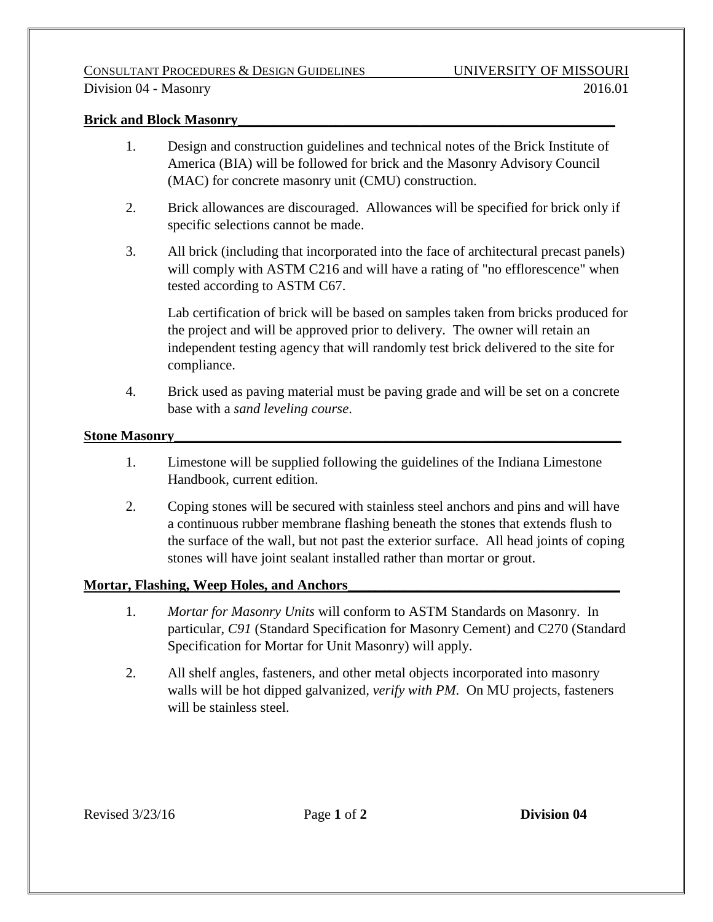CONSULTANT PROCEDURES & DESIGN GUIDELINES — UNIVERSITY OF MISSOURI

Division 04 - Masonry — 2016.01

**Brick and Block Masonry**

1. Design and construction guidelines and technical notes of the Brick Institute of America (BIA) will be followed for brick and the Masonry Advisory Council (MAC) for concrete masonry unit (CMU) construction.

2. Brick allowances are discouraged. Allowances will be specified for brick only if specific selections cannot be made.

3. All brick (including that incorporated into the face of architectural precast panels) will comply with ASTM C216 and will have a rating of "no efflorescence" when tested according to ASTM C67.

   Lab certification of brick will be based on samples taken from bricks produced for the project and will be approved prior to delivery. The owner will retain an independent testing agency that will randomly test brick delivered to the site for compliance.

4. Brick used as paving material must be paving grade and will be set on a concrete base with a *sand leveling course*.

**Stone Masonry**

1. Limestone will be supplied following the guidelines of the Indiana Limestone Handbook, current edition.

2. Coping stones will be secured with stainless steel anchors and pins and will have a continuous rubber membrane flashing beneath the stones that extends flush to the surface of the wall, but not past the exterior surface. All head joints of coping stones will have joint sealant installed rather than mortar or grout.

**Mortar, Flashing, Weep Holes, and Anchors**

1. *Mortar for Masonry Units* will conform to ASTM Standards on Masonry. In particular, *C91* (Standard Specification for Masonry Cement) and C270 (Standard Specification for Mortar for Unit Masonry) will apply.

2. All shelf angles, fasteners, and other metal objects incorporated into masonry walls will be hot dipped galvanized, *verify with PM*. On MU projects, fasteners will be stainless steel.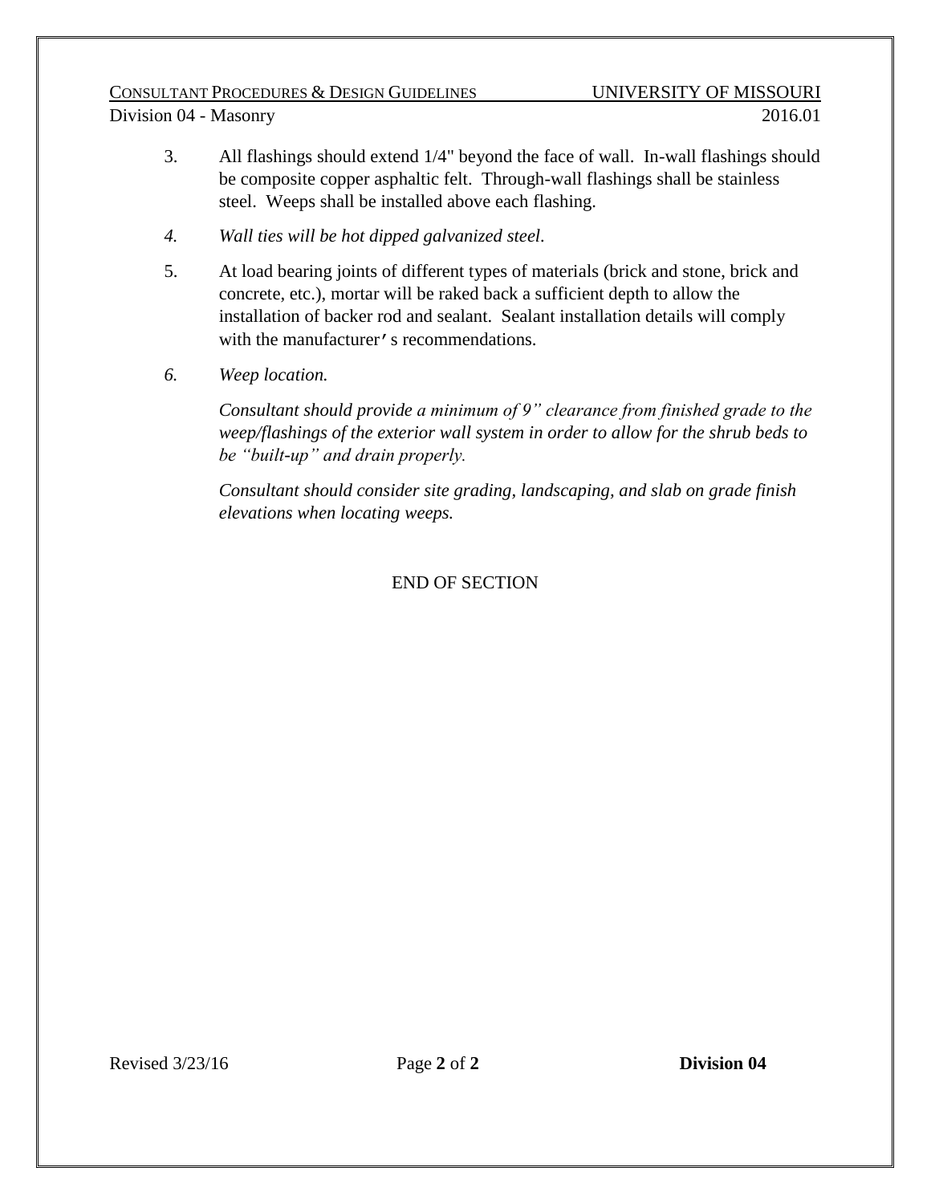3. All flashings should extend 1/4" beyond the face of wall. In-wall flashings should be composite copper asphaltic felt. Through-wall flashings shall be stainless steel. Weeps shall be installed above each flashing.

*4. Wall ties will be hot dipped galvanized steel.*

5. At load bearing joints of different types of materials (brick and stone, brick and concrete, etc.), mortar will be raked back a sufficient depth to allow the installation of backer rod and sealant. Sealant installation details will comply with the manufacturer's recommendations.

*6. Weep location.*

*Consultant should provide a minimum of 9" clearance from finished grade to the weep/flashings of the exterior wall system in order to allow for the shrub beds to be "built-up" and drain properly.*

*Consultant should consider site grading, landscaping, and slab on grade finish elevations when locating weeps.*

END OF SECTION